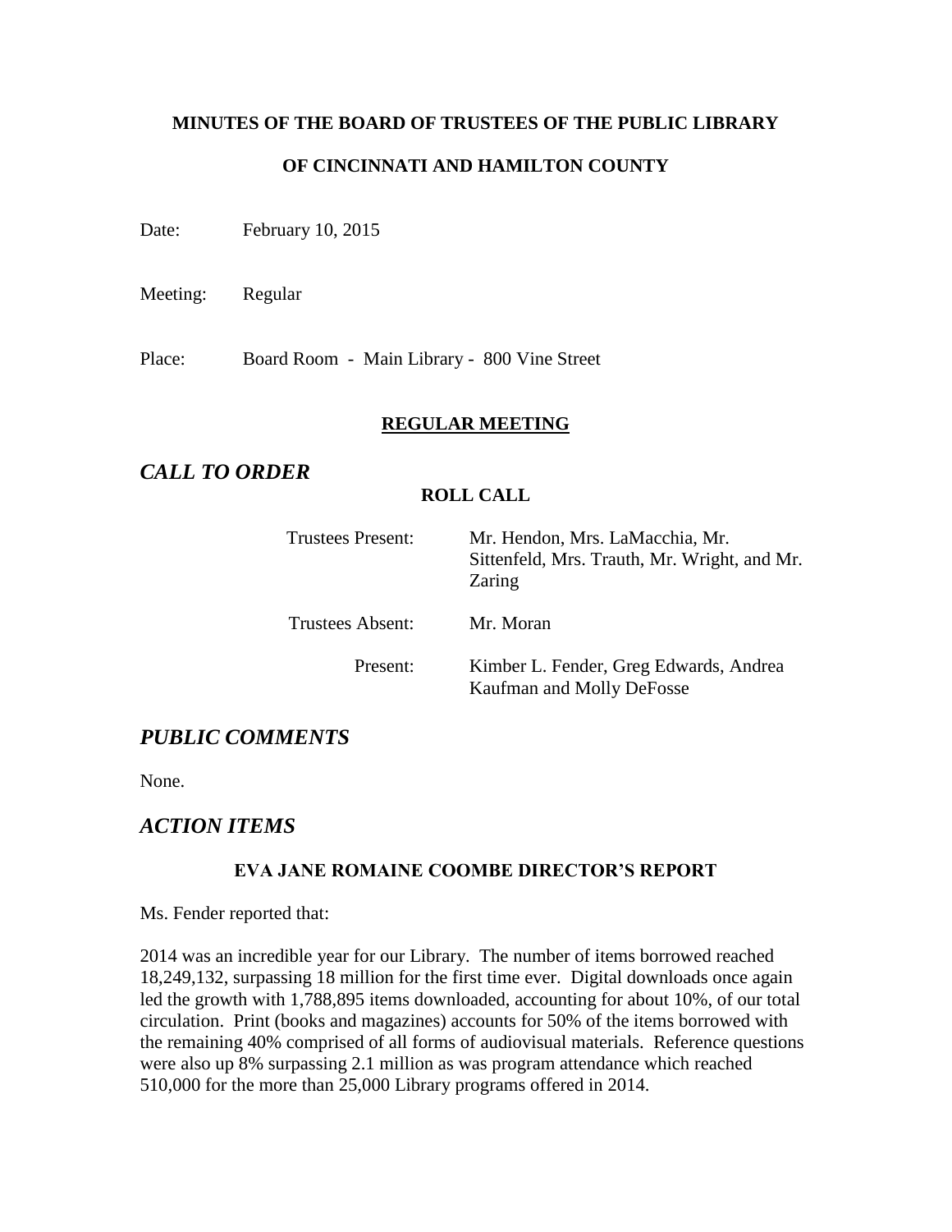**MINUTES OF THE BOARD OF TRUSTEES OF THE PUBLIC LIBRARY**

**OF CINCINNATI AND HAMILTON COUNTY**

Date: February 10, 2015

Meeting: Regular

Place: Board Room - Main Library - 800 Vine Street

## REGULAR MEETING

## *CALL TO ORDER*

### ROLL CALL

| | |
|---|---|
| Trustees Present: | Mr. Hendon, Mrs. LaMacchia, Mr. Sittenfeld, Mrs. Trauth, Mr. Wright, and Mr. Zaring |
| Trustees Absent: | Mr. Moran |
| Present: | Kimber L. Fender, Greg Edwards, Andrea Kaufman and Molly DeFosse |

## *PUBLIC COMMENTS*

None.

## *ACTION ITEMS*

### EVA JANE ROMAINE COOMBE DIRECTOR'S REPORT

Ms. Fender reported that:

2014 was an incredible year for our Library. The number of items borrowed reached 18,249,132, surpassing 18 million for the first time ever. Digital downloads once again led the growth with 1,788,895 items downloaded, accounting for about 10%, of our total circulation. Print (books and magazines) accounts for 50% of the items borrowed with the remaining 40% comprised of all forms of audiovisual materials. Reference questions were also up 8% surpassing 2.1 million as was program attendance which reached 510,000 for the more than 25,000 Library programs offered in 2014.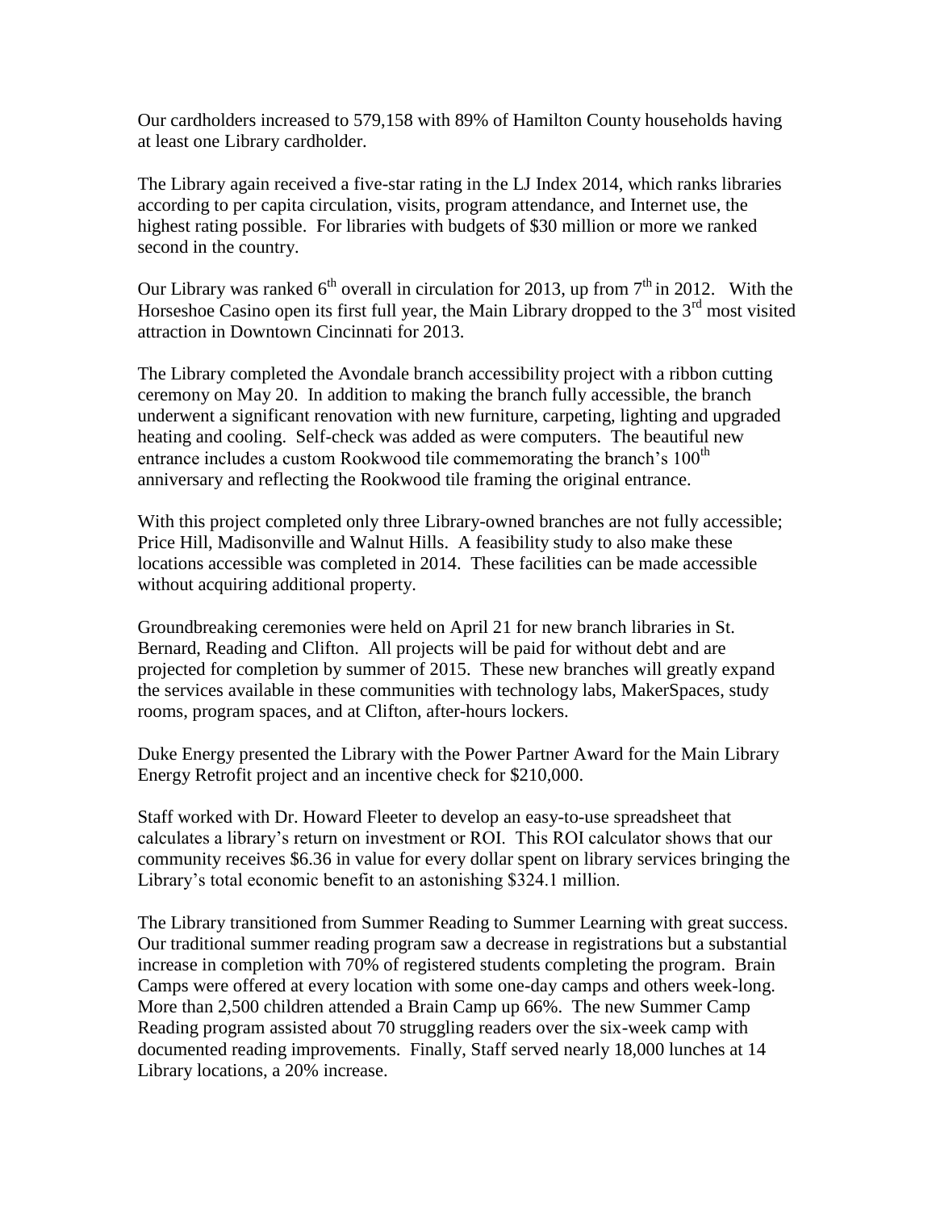Our cardholders increased to 579,158 with 89% of Hamilton County households having at least one Library cardholder.

The Library again received a five-star rating in the LJ Index 2014, which ranks libraries according to per capita circulation, visits, program attendance, and Internet use, the highest rating possible. For libraries with budgets of $30 million or more we ranked second in the country.

Our Library was ranked 6th overall in circulation for 2013, up from 7th in 2012. With the Horseshoe Casino open its first full year, the Main Library dropped to the 3rd most visited attraction in Downtown Cincinnati for 2013.

The Library completed the Avondale branch accessibility project with a ribbon cutting ceremony on May 20. In addition to making the branch fully accessible, the branch underwent a significant renovation with new furniture, carpeting, lighting and upgraded heating and cooling. Self-check was added as were computers. The beautiful new entrance includes a custom Rookwood tile commemorating the branch's 100th anniversary and reflecting the Rookwood tile framing the original entrance.

With this project completed only three Library-owned branches are not fully accessible; Price Hill, Madisonville and Walnut Hills. A feasibility study to also make these locations accessible was completed in 2014. These facilities can be made accessible without acquiring additional property.

Groundbreaking ceremonies were held on April 21 for new branch libraries in St. Bernard, Reading and Clifton. All projects will be paid for without debt and are projected for completion by summer of 2015. These new branches will greatly expand the services available in these communities with technology labs, MakerSpaces, study rooms, program spaces, and at Clifton, after-hours lockers.

Duke Energy presented the Library with the Power Partner Award for the Main Library Energy Retrofit project and an incentive check for $210,000.

Staff worked with Dr. Howard Fleeter to develop an easy-to-use spreadsheet that calculates a library's return on investment or ROI. This ROI calculator shows that our community receives $6.36 in value for every dollar spent on library services bringing the Library's total economic benefit to an astonishing $324.1 million.

The Library transitioned from Summer Reading to Summer Learning with great success. Our traditional summer reading program saw a decrease in registrations but a substantial increase in completion with 70% of registered students completing the program. Brain Camps were offered at every location with some one-day camps and others week-long. More than 2,500 children attended a Brain Camp up 66%. The new Summer Camp Reading program assisted about 70 struggling readers over the six-week camp with documented reading improvements. Finally, Staff served nearly 18,000 lunches at 14 Library locations, a 20% increase.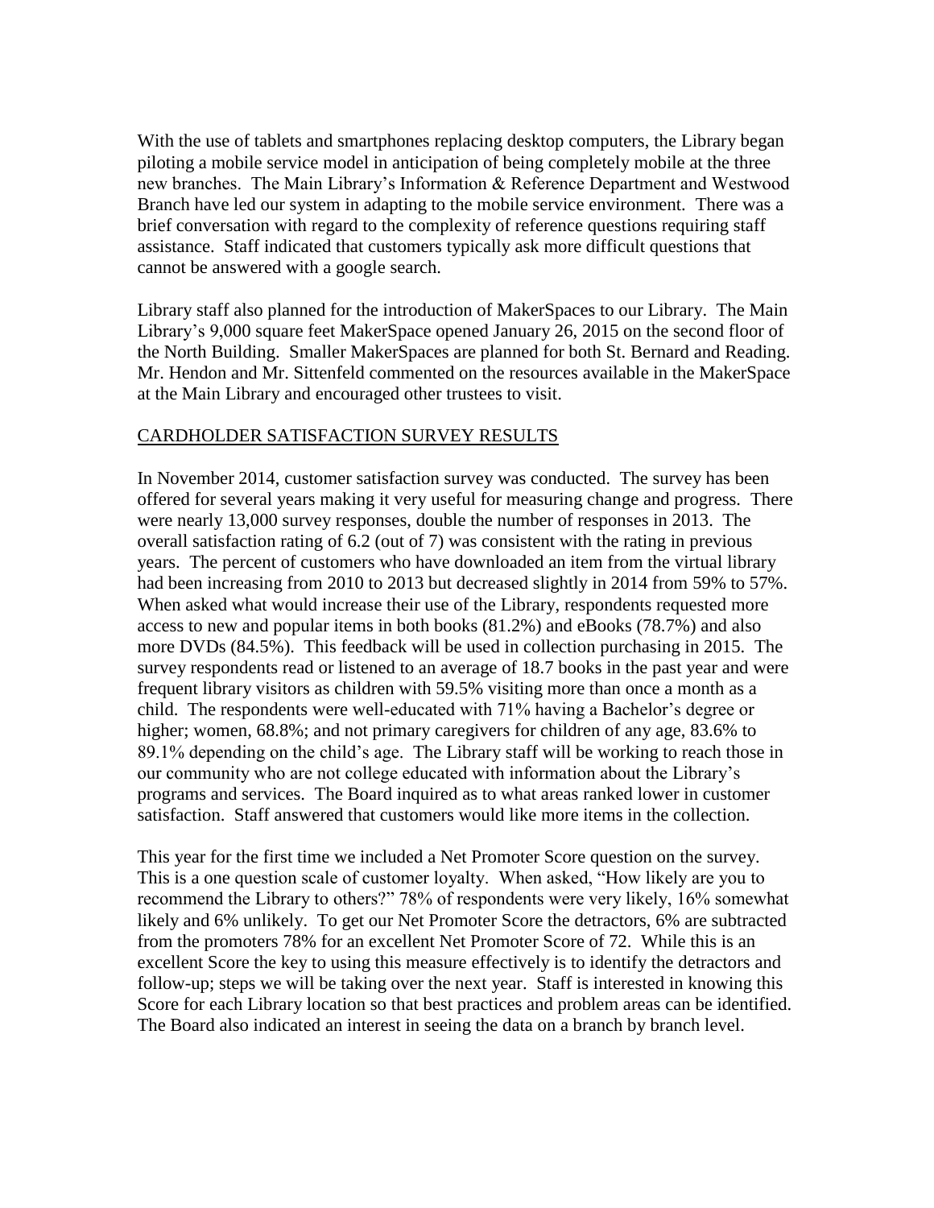With the use of tablets and smartphones replacing desktop computers, the Library began piloting a mobile service model in anticipation of being completely mobile at the three new branches. The Main Library's Information & Reference Department and Westwood Branch have led our system in adapting to the mobile service environment. There was a brief conversation with regard to the complexity of reference questions requiring staff assistance. Staff indicated that customers typically ask more difficult questions that cannot be answered with a google search.

Library staff also planned for the introduction of MakerSpaces to our Library. The Main Library's 9,000 square feet MakerSpace opened January 26, 2015 on the second floor of the North Building. Smaller MakerSpaces are planned for both St. Bernard and Reading. Mr. Hendon and Mr. Sittenfeld commented on the resources available in the MakerSpace at the Main Library and encouraged other trustees to visit.

## CARDHOLDER SATISFACTION SURVEY RESULTS

In November 2014, customer satisfaction survey was conducted. The survey has been offered for several years making it very useful for measuring change and progress. There were nearly 13,000 survey responses, double the number of responses in 2013. The overall satisfaction rating of 6.2 (out of 7) was consistent with the rating in previous years. The percent of customers who have downloaded an item from the virtual library had been increasing from 2010 to 2013 but decreased slightly in 2014 from 59% to 57%. When asked what would increase their use of the Library, respondents requested more access to new and popular items in both books (81.2%) and eBooks (78.7%) and also more DVDs (84.5%). This feedback will be used in collection purchasing in 2015. The survey respondents read or listened to an average of 18.7 books in the past year and were frequent library visitors as children with 59.5% visiting more than once a month as a child. The respondents were well-educated with 71% having a Bachelor's degree or higher; women, 68.8%; and not primary caregivers for children of any age, 83.6% to 89.1% depending on the child's age. The Library staff will be working to reach those in our community who are not college educated with information about the Library's programs and services. The Board inquired as to what areas ranked lower in customer satisfaction. Staff answered that customers would like more items in the collection.

This year for the first time we included a Net Promoter Score question on the survey. This is a one question scale of customer loyalty. When asked, "How likely are you to recommend the Library to others?" 78% of respondents were very likely, 16% somewhat likely and 6% unlikely. To get our Net Promoter Score the detractors, 6% are subtracted from the promoters 78% for an excellent Net Promoter Score of 72. While this is an excellent Score the key to using this measure effectively is to identify the detractors and follow-up; steps we will be taking over the next year. Staff is interested in knowing this Score for each Library location so that best practices and problem areas can be identified. The Board also indicated an interest in seeing the data on a branch by branch level.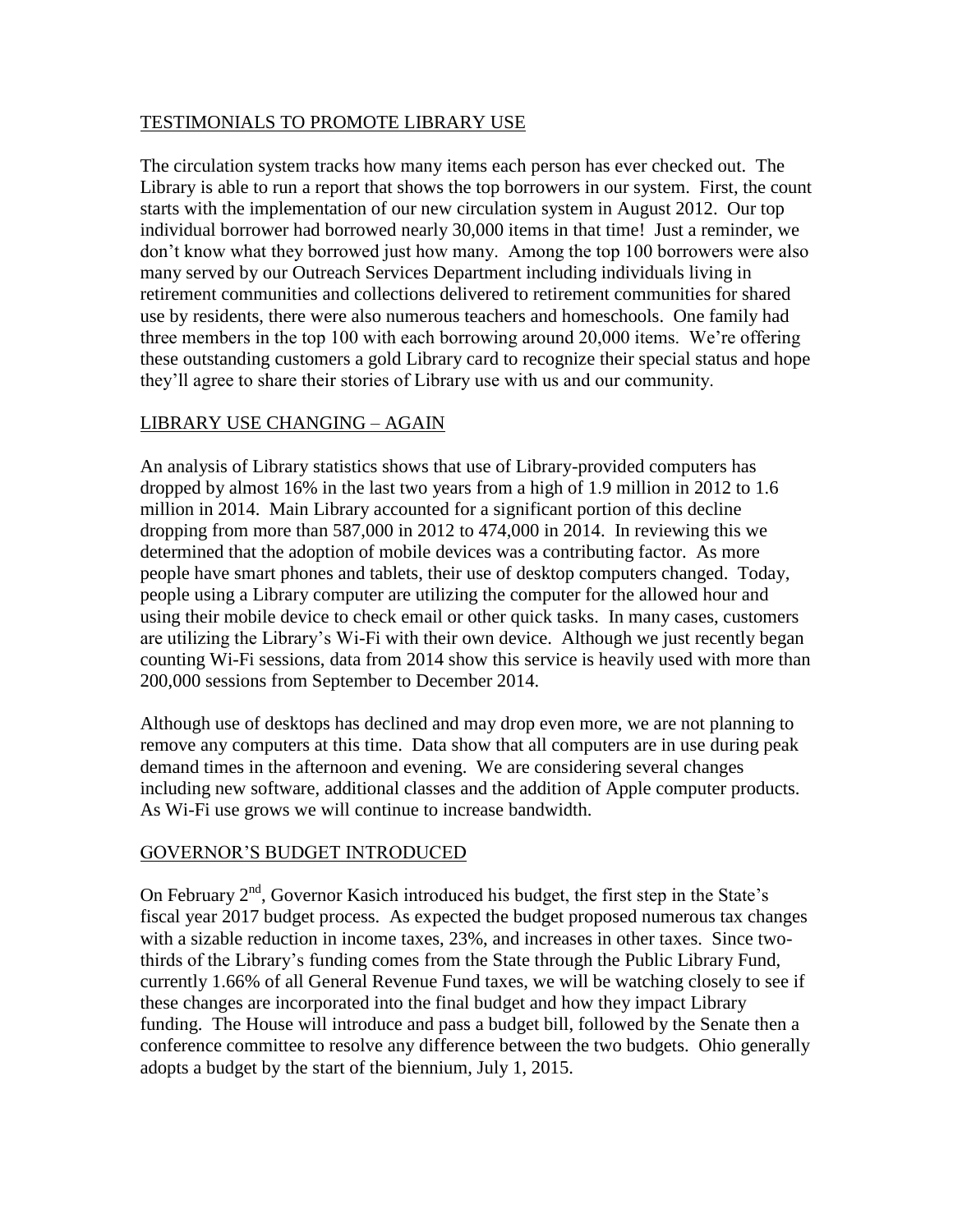## TESTIMONIALS TO PROMOTE LIBRARY USE

The circulation system tracks how many items each person has ever checked out. The Library is able to run a report that shows the top borrowers in our system. First, the count starts with the implementation of our new circulation system in August 2012. Our top individual borrower had borrowed nearly 30,000 items in that time! Just a reminder, we don't know what they borrowed just how many. Among the top 100 borrowers were also many served by our Outreach Services Department including individuals living in retirement communities and collections delivered to retirement communities for shared use by residents, there were also numerous teachers and homeschools. One family had three members in the top 100 with each borrowing around 20,000 items. We're offering these outstanding customers a gold Library card to recognize their special status and hope they'll agree to share their stories of Library use with us and our community.

## LIBRARY USE CHANGING – AGAIN

An analysis of Library statistics shows that use of Library-provided computers has dropped by almost 16% in the last two years from a high of 1.9 million in 2012 to 1.6 million in 2014. Main Library accounted for a significant portion of this decline dropping from more than 587,000 in 2012 to 474,000 in 2014. In reviewing this we determined that the adoption of mobile devices was a contributing factor. As more people have smart phones and tablets, their use of desktop computers changed. Today, people using a Library computer are utilizing the computer for the allowed hour and using their mobile device to check email or other quick tasks. In many cases, customers are utilizing the Library's Wi-Fi with their own device. Although we just recently began counting Wi-Fi sessions, data from 2014 show this service is heavily used with more than 200,000 sessions from September to December 2014.

Although use of desktops has declined and may drop even more, we are not planning to remove any computers at this time. Data show that all computers are in use during peak demand times in the afternoon and evening. We are considering several changes including new software, additional classes and the addition of Apple computer products. As Wi-Fi use grows we will continue to increase bandwidth.

## GOVERNOR'S BUDGET INTRODUCED

On February 2nd, Governor Kasich introduced his budget, the first step in the State's fiscal year 2017 budget process. As expected the budget proposed numerous tax changes with a sizable reduction in income taxes, 23%, and increases in other taxes. Since two-thirds of the Library's funding comes from the State through the Public Library Fund, currently 1.66% of all General Revenue Fund taxes, we will be watching closely to see if these changes are incorporated into the final budget and how they impact Library funding. The House will introduce and pass a budget bill, followed by the Senate then a conference committee to resolve any difference between the two budgets. Ohio generally adopts a budget by the start of the biennium, July 1, 2015.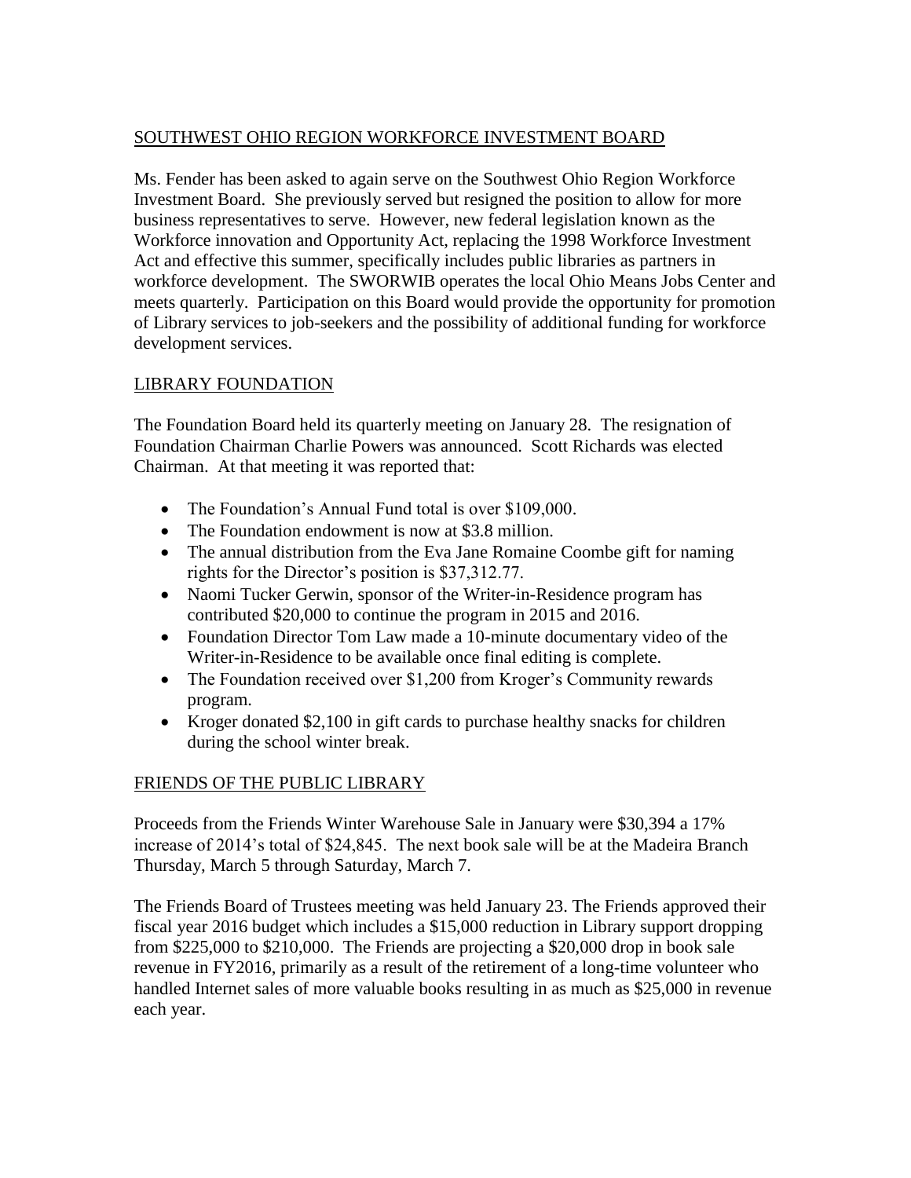## SOUTHWEST OHIO REGION WORKFORCE INVESTMENT BOARD

Ms. Fender has been asked to again serve on the Southwest Ohio Region Workforce Investment Board. She previously served but resigned the position to allow for more business representatives to serve. However, new federal legislation known as the Workforce innovation and Opportunity Act, replacing the 1998 Workforce Investment Act and effective this summer, specifically includes public libraries as partners in workforce development. The SWORWIB operates the local Ohio Means Jobs Center and meets quarterly. Participation on this Board would provide the opportunity for promotion of Library services to job-seekers and the possibility of additional funding for workforce development services.

## LIBRARY FOUNDATION

The Foundation Board held its quarterly meeting on January 28. The resignation of Foundation Chairman Charlie Powers was announced. Scott Richards was elected Chairman. At that meeting it was reported that:

- The Foundation's Annual Fund total is over $109,000.
- The Foundation endowment is now at $3.8 million.
- The annual distribution from the Eva Jane Romaine Coombe gift for naming rights for the Director's position is $37,312.77.
- Naomi Tucker Gerwin, sponsor of the Writer-in-Residence program has contributed $20,000 to continue the program in 2015 and 2016.
- Foundation Director Tom Law made a 10-minute documentary video of the Writer-in-Residence to be available once final editing is complete.
- The Foundation received over $1,200 from Kroger's Community rewards program.
- Kroger donated $2,100 in gift cards to purchase healthy snacks for children during the school winter break.

## FRIENDS OF THE PUBLIC LIBRARY

Proceeds from the Friends Winter Warehouse Sale in January were $30,394 a 17% increase of 2014's total of $24,845. The next book sale will be at the Madeira Branch Thursday, March 5 through Saturday, March 7.

The Friends Board of Trustees meeting was held January 23. The Friends approved their fiscal year 2016 budget which includes a $15,000 reduction in Library support dropping from $225,000 to $210,000. The Friends are projecting a $20,000 drop in book sale revenue in FY2016, primarily as a result of the retirement of a long-time volunteer who handled Internet sales of more valuable books resulting in as much as $25,000 in revenue each year.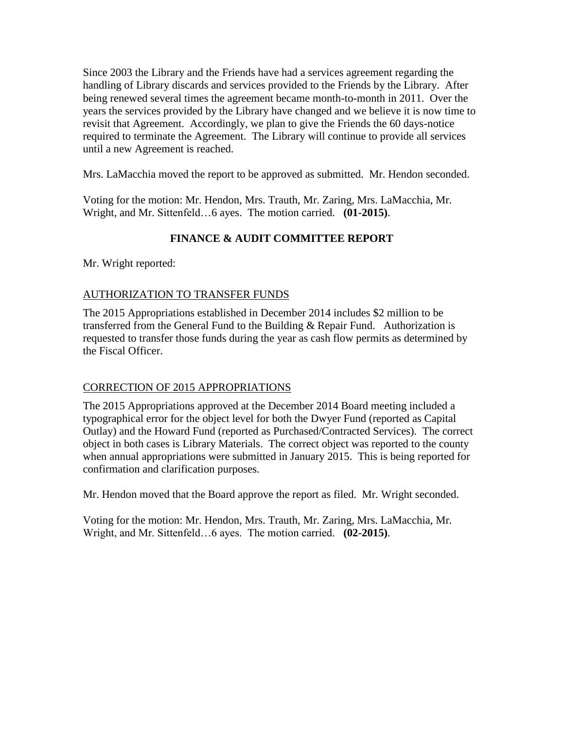Since 2003 the Library and the Friends have had a services agreement regarding the handling of Library discards and services provided to the Friends by the Library. After being renewed several times the agreement became month-to-month in 2011. Over the years the services provided by the Library have changed and we believe it is now time to revisit that Agreement. Accordingly, we plan to give the Friends the 60 days-notice required to terminate the Agreement. The Library will continue to provide all services until a new Agreement is reached.

Mrs. LaMacchia moved the report to be approved as submitted. Mr. Hendon seconded.

Voting for the motion: Mr. Hendon, Mrs. Trauth, Mr. Zaring, Mrs. LaMacchia, Mr. Wright, and Mr. Sittenfeld…6 ayes. The motion carried. **(01-2015)**.

## FINANCE & AUDIT COMMITTEE REPORT

Mr. Wright reported:

AUTHORIZATION TO TRANSFER FUNDS

The 2015 Appropriations established in December 2014 includes $2 million to be transferred from the General Fund to the Building & Repair Fund. Authorization is requested to transfer those funds during the year as cash flow permits as determined by the Fiscal Officer.

CORRECTION OF 2015 APPROPRIATIONS

The 2015 Appropriations approved at the December 2014 Board meeting included a typographical error for the object level for both the Dwyer Fund (reported as Capital Outlay) and the Howard Fund (reported as Purchased/Contracted Services). The correct object in both cases is Library Materials. The correct object was reported to the county when annual appropriations were submitted in January 2015. This is being reported for confirmation and clarification purposes.

Mr. Hendon moved that the Board approve the report as filed. Mr. Wright seconded.

Voting for the motion: Mr. Hendon, Mrs. Trauth, Mr. Zaring, Mrs. LaMacchia, Mr. Wright, and Mr. Sittenfeld…6 ayes. The motion carried. **(02-2015)**.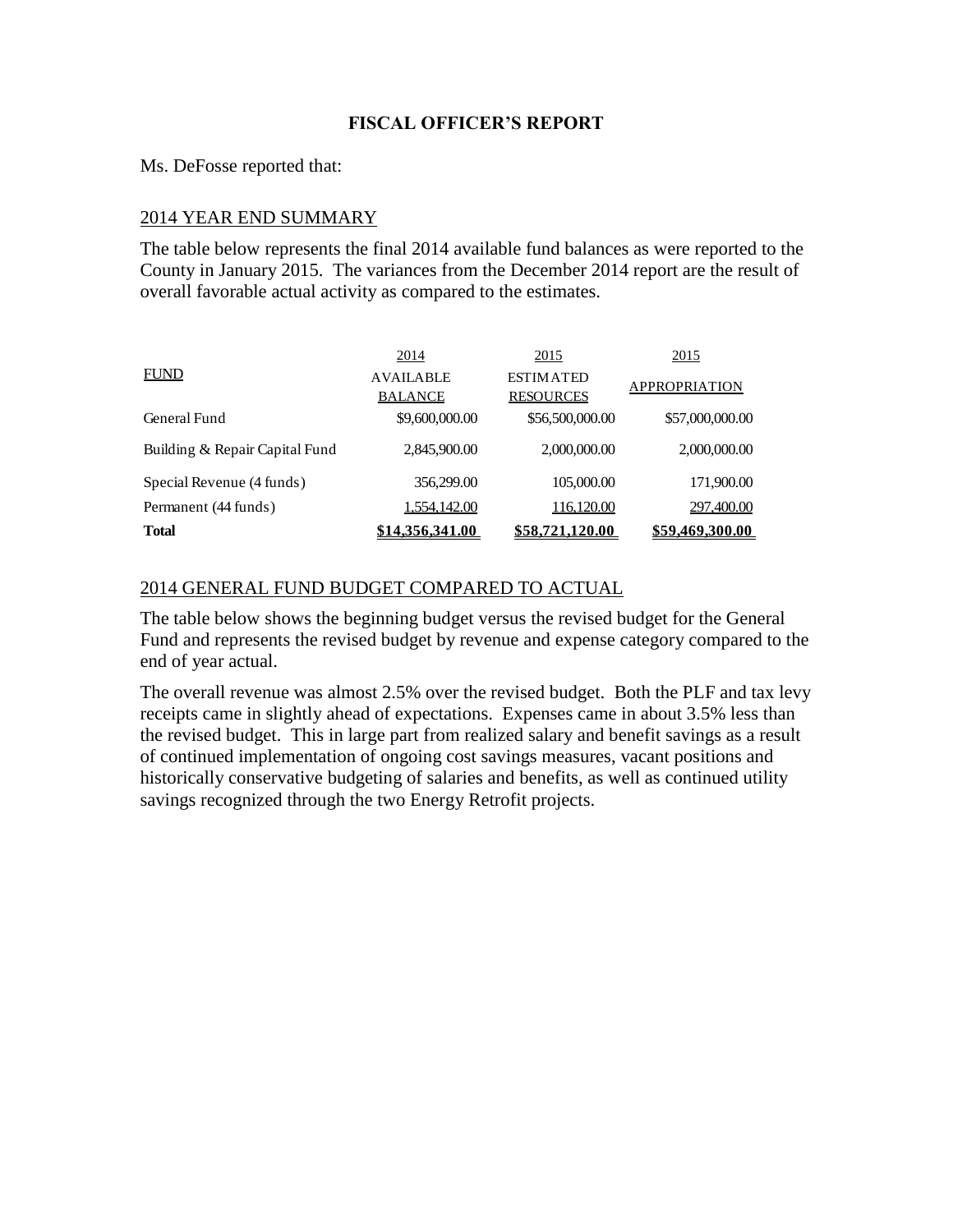**FISCAL OFFICER'S REPORT**

Ms. DeFosse reported that:

2014 YEAR END SUMMARY

The table below represents the final 2014 available fund balances as were reported to the County in January 2015. The variances from the December 2014 report are the result of overall favorable actual activity as compared to the estimates.

| FUND | 2014 AVAILABLE BALANCE | 2015 ESTIMATED RESOURCES | 2015 APPROPRIATION |
|---|---|---|---|
| General Fund | $9,600,000.00 | $56,500,000.00 | $57,000,000.00 |
| Building & Repair Capital Fund | 2,845,900.00 | 2,000,000.00 | 2,000,000.00 |
| Special Revenue (4 funds) | 356,299.00 | 105,000.00 | 171,900.00 |
| Permanent (44 funds) | 1,554,142.00 | 116,120.00 | 297,400.00 |
| **Total** | **$14,356,341.00** | **$58,721,120.00** | **$59,469,300.00** |

2014 GENERAL FUND BUDGET COMPARED TO ACTUAL

The table below shows the beginning budget versus the revised budget for the General Fund and represents the revised budget by revenue and expense category compared to the end of year actual.

The overall revenue was almost 2.5% over the revised budget. Both the PLF and tax levy receipts came in slightly ahead of expectations. Expenses came in about 3.5% less than the revised budget. This in large part from realized salary and benefit savings as a result of continued implementation of ongoing cost savings measures, vacant positions and historically conservative budgeting of salaries and benefits, as well as continued utility savings recognized through the two Energy Retrofit projects.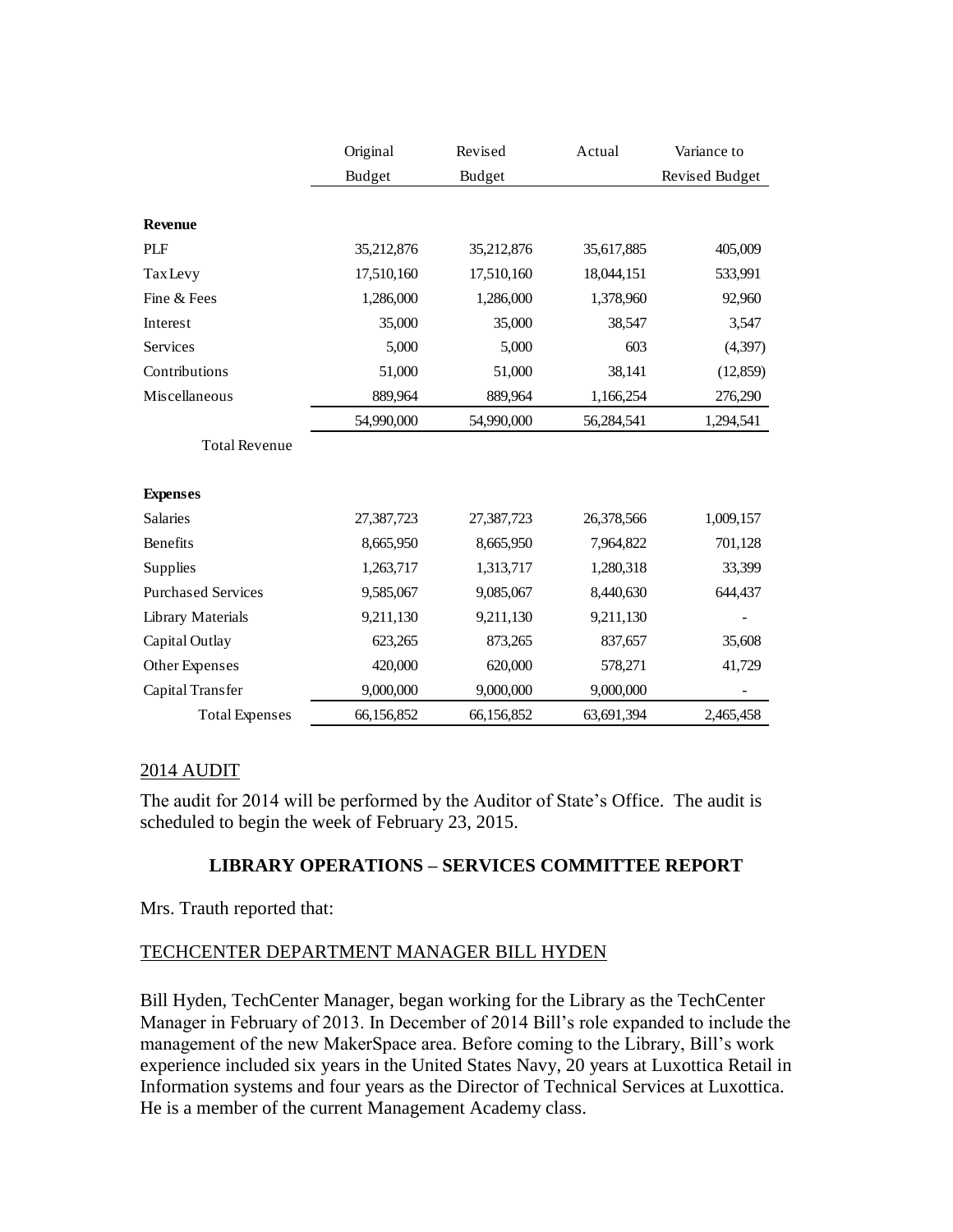| | Original Budget | Revised Budget | Actual | Variance to Revised Budget |
|---|---|---|---|---|
| **Revenue** | | | | |
| PLF | 35,212,876 | 35,212,876 | 35,617,885 | 405,009 |
| Tax Levy | 17,510,160 | 17,510,160 | 18,044,151 | 533,991 |
| Fine & Fees | 1,286,000 | 1,286,000 | 1,378,960 | 92,960 |
| Interest | 35,000 | 35,000 | 38,547 | 3,547 |
| Services | 5,000 | 5,000 | 603 | (4,397) |
| Contributions | 51,000 | 51,000 | 38,141 | (12,859) |
| Miscellaneous | 889,964 | 889,964 | 1,166,254 | 276,290 |
| Total Revenue | 54,990,000 | 54,990,000 | 56,284,541 | 1,294,541 |
| **Expenses** | | | | |
| Salaries | 27,387,723 | 27,387,723 | 26,378,566 | 1,009,157 |
| Benefits | 8,665,950 | 8,665,950 | 7,964,822 | 701,128 |
| Supplies | 1,263,717 | 1,313,717 | 1,280,318 | 33,399 |
| Purchased Services | 9,585,067 | 9,085,067 | 8,440,630 | 644,437 |
| Library Materials | 9,211,130 | 9,211,130 | 9,211,130 | - |
| Capital Outlay | 623,265 | 873,265 | 837,657 | 35,608 |
| Other Expenses | 420,000 | 620,000 | 578,271 | 41,729 |
| Capital Transfer | 9,000,000 | 9,000,000 | 9,000,000 | - |
| Total Expenses | 66,156,852 | 66,156,852 | 63,691,394 | 2,465,458 |

2014 AUDIT

The audit for 2014 will be performed by the Auditor of State's Office. The audit is scheduled to begin the week of February 23, 2015.

## LIBRARY OPERATIONS – SERVICES COMMITTEE REPORT

Mrs. Trauth reported that:

TECHCENTER DEPARTMENT MANAGER BILL HYDEN

Bill Hyden, TechCenter Manager, began working for the Library as the TechCenter Manager in February of 2013. In December of 2014 Bill's role expanded to include the management of the new MakerSpace area. Before coming to the Library, Bill's work experience included six years in the United States Navy, 20 years at Luxottica Retail in Information systems and four years as the Director of Technical Services at Luxottica. He is a member of the current Management Academy class.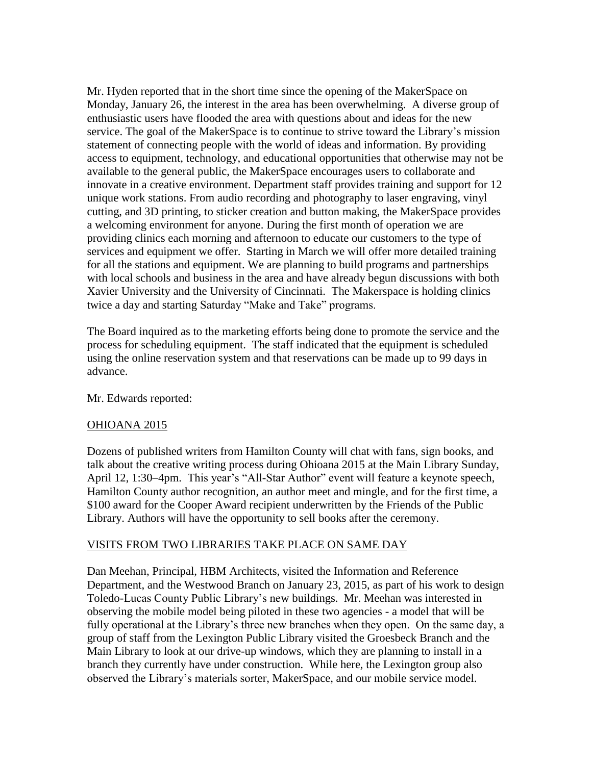Mr. Hyden reported that in the short time since the opening of the MakerSpace on Monday, January 26, the interest in the area has been overwhelming. A diverse group of enthusiastic users have flooded the area with questions about and ideas for the new service. The goal of the MakerSpace is to continue to strive toward the Library's mission statement of connecting people with the world of ideas and information. By providing access to equipment, technology, and educational opportunities that otherwise may not be available to the general public, the MakerSpace encourages users to collaborate and innovate in a creative environment. Department staff provides training and support for 12 unique work stations. From audio recording and photography to laser engraving, vinyl cutting, and 3D printing, to sticker creation and button making, the MakerSpace provides a welcoming environment for anyone. During the first month of operation we are providing clinics each morning and afternoon to educate our customers to the type of services and equipment we offer. Starting in March we will offer more detailed training for all the stations and equipment. We are planning to build programs and partnerships with local schools and business in the area and have already begun discussions with both Xavier University and the University of Cincinnati. The Makerspace is holding clinics twice a day and starting Saturday "Make and Take" programs.

The Board inquired as to the marketing efforts being done to promote the service and the process for scheduling equipment. The staff indicated that the equipment is scheduled using the online reservation system and that reservations can be made up to 99 days in advance.

Mr. Edwards reported:

OHIOANA 2015

Dozens of published writers from Hamilton County will chat with fans, sign books, and talk about the creative writing process during Ohioana 2015 at the Main Library Sunday, April 12, 1:30–4pm. This year's "All-Star Author" event will feature a keynote speech, Hamilton County author recognition, an author meet and mingle, and for the first time, a $100 award for the Cooper Award recipient underwritten by the Friends of the Public Library. Authors will have the opportunity to sell books after the ceremony.

VISITS FROM TWO LIBRARIES TAKE PLACE ON SAME DAY

Dan Meehan, Principal, HBM Architects, visited the Information and Reference Department, and the Westwood Branch on January 23, 2015, as part of his work to design Toledo-Lucas County Public Library's new buildings. Mr. Meehan was interested in observing the mobile model being piloted in these two agencies - a model that will be fully operational at the Library's three new branches when they open. On the same day, a group of staff from the Lexington Public Library visited the Groesbeck Branch and the Main Library to look at our drive-up windows, which they are planning to install in a branch they currently have under construction. While here, the Lexington group also observed the Library's materials sorter, MakerSpace, and our mobile service model.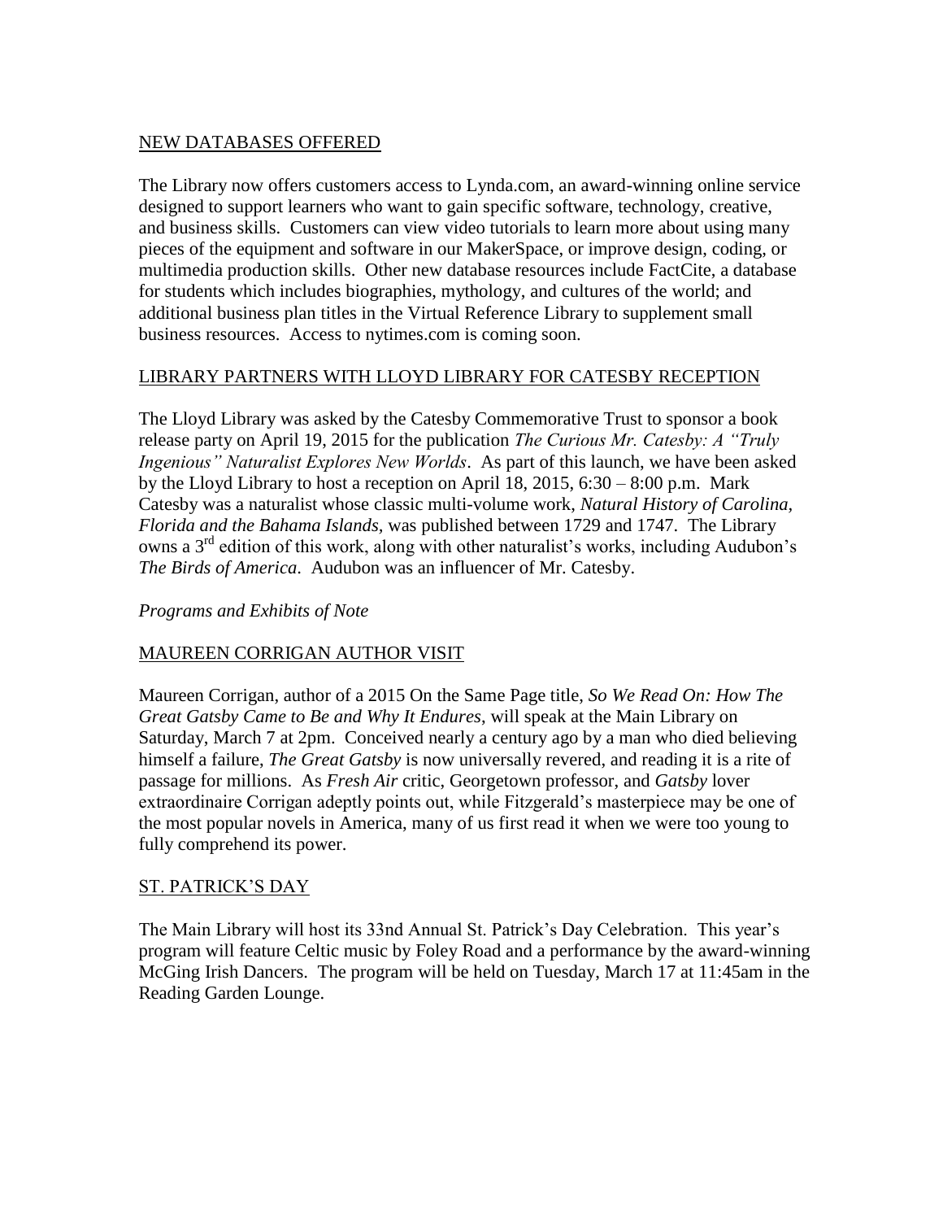NEW DATABASES OFFERED

The Library now offers customers access to Lynda.com, an award-winning online service designed to support learners who want to gain specific software, technology, creative, and business skills. Customers can view video tutorials to learn more about using many pieces of the equipment and software in our MakerSpace, or improve design, coding, or multimedia production skills. Other new database resources include FactCite, a database for students which includes biographies, mythology, and cultures of the world; and additional business plan titles in the Virtual Reference Library to supplement small business resources. Access to nytimes.com is coming soon.

LIBRARY PARTNERS WITH LLOYD LIBRARY FOR CATESBY RECEPTION

The Lloyd Library was asked by the Catesby Commemorative Trust to sponsor a book release party on April 19, 2015 for the publication *The Curious Mr. Catesby: A "Truly Ingenious" Naturalist Explores New Worlds*. As part of this launch, we have been asked by the Lloyd Library to host a reception on April 18, 2015, 6:30 – 8:00 p.m. Mark Catesby was a naturalist whose classic multi-volume work, *Natural History of Carolina, Florida and the Bahama Islands*, was published between 1729 and 1747. The Library owns a 3rd edition of this work, along with other naturalist's works, including Audubon's *The Birds of America*. Audubon was an influencer of Mr. Catesby.

*Programs and Exhibits of Note*

MAUREEN CORRIGAN AUTHOR VISIT

Maureen Corrigan, author of a 2015 On the Same Page title, *So We Read On: How The Great Gatsby Came to Be and Why It Endures*, will speak at the Main Library on Saturday, March 7 at 2pm. Conceived nearly a century ago by a man who died believing himself a failure, *The Great Gatsby* is now universally revered, and reading it is a rite of passage for millions. As *Fresh Air* critic, Georgetown professor, and *Gatsby* lover extraordinaire Corrigan adeptly points out, while Fitzgerald's masterpiece may be one of the most popular novels in America, many of us first read it when we were too young to fully comprehend its power.

ST. PATRICK'S DAY

The Main Library will host its 33nd Annual St. Patrick's Day Celebration. This year's program will feature Celtic music by Foley Road and a performance by the award-winning McGing Irish Dancers. The program will be held on Tuesday, March 17 at 11:45am in the Reading Garden Lounge.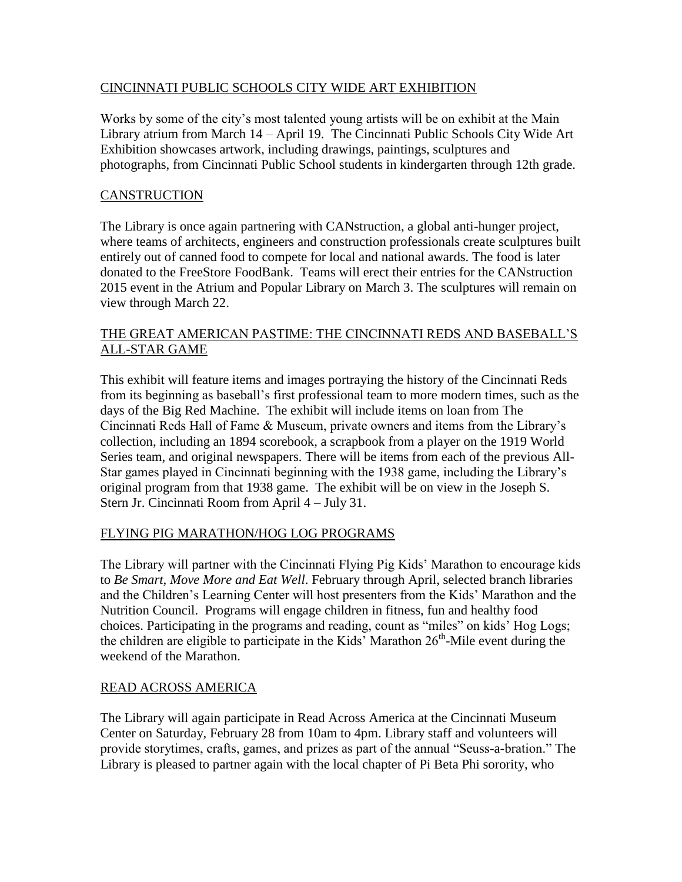## CINCINNATI PUBLIC SCHOOLS CITY WIDE ART EXHIBITION

Works by some of the city's most talented young artists will be on exhibit at the Main Library atrium from March 14 – April 19. The Cincinnati Public Schools City Wide Art Exhibition showcases artwork, including drawings, paintings, sculptures and photographs, from Cincinnati Public School students in kindergarten through 12th grade.

## CANSTRUCTION

The Library is once again partnering with CANstruction, a global anti-hunger project, where teams of architects, engineers and construction professionals create sculptures built entirely out of canned food to compete for local and national awards. The food is later donated to the FreeStore FoodBank. Teams will erect their entries for the CANstruction 2015 event in the Atrium and Popular Library on March 3. The sculptures will remain on view through March 22.

## THE GREAT AMERICAN PASTIME: THE CINCINNATI REDS AND BASEBALL'S ALL-STAR GAME

This exhibit will feature items and images portraying the history of the Cincinnati Reds from its beginning as baseball's first professional team to more modern times, such as the days of the Big Red Machine. The exhibit will include items on loan from The Cincinnati Reds Hall of Fame & Museum, private owners and items from the Library's collection, including an 1894 scorebook, a scrapbook from a player on the 1919 World Series team, and original newspapers. There will be items from each of the previous All-Star games played in Cincinnati beginning with the 1938 game, including the Library's original program from that 1938 game. The exhibit will be on view in the Joseph S. Stern Jr. Cincinnati Room from April 4 – July 31.

## FLYING PIG MARATHON/HOG LOG PROGRAMS

The Library will partner with the Cincinnati Flying Pig Kids' Marathon to encourage kids to *Be Smart, Move More and Eat Well*. February through April, selected branch libraries and the Children's Learning Center will host presenters from the Kids' Marathon and the Nutrition Council. Programs will engage children in fitness, fun and healthy food choices. Participating in the programs and reading, count as "miles" on kids' Hog Logs; the children are eligible to participate in the Kids' Marathon 26th-Mile event during the weekend of the Marathon.

## READ ACROSS AMERICA

The Library will again participate in Read Across America at the Cincinnati Museum Center on Saturday, February 28 from 10am to 4pm. Library staff and volunteers will provide storytimes, crafts, games, and prizes as part of the annual "Seuss-a-bration." The Library is pleased to partner again with the local chapter of Pi Beta Phi sorority, who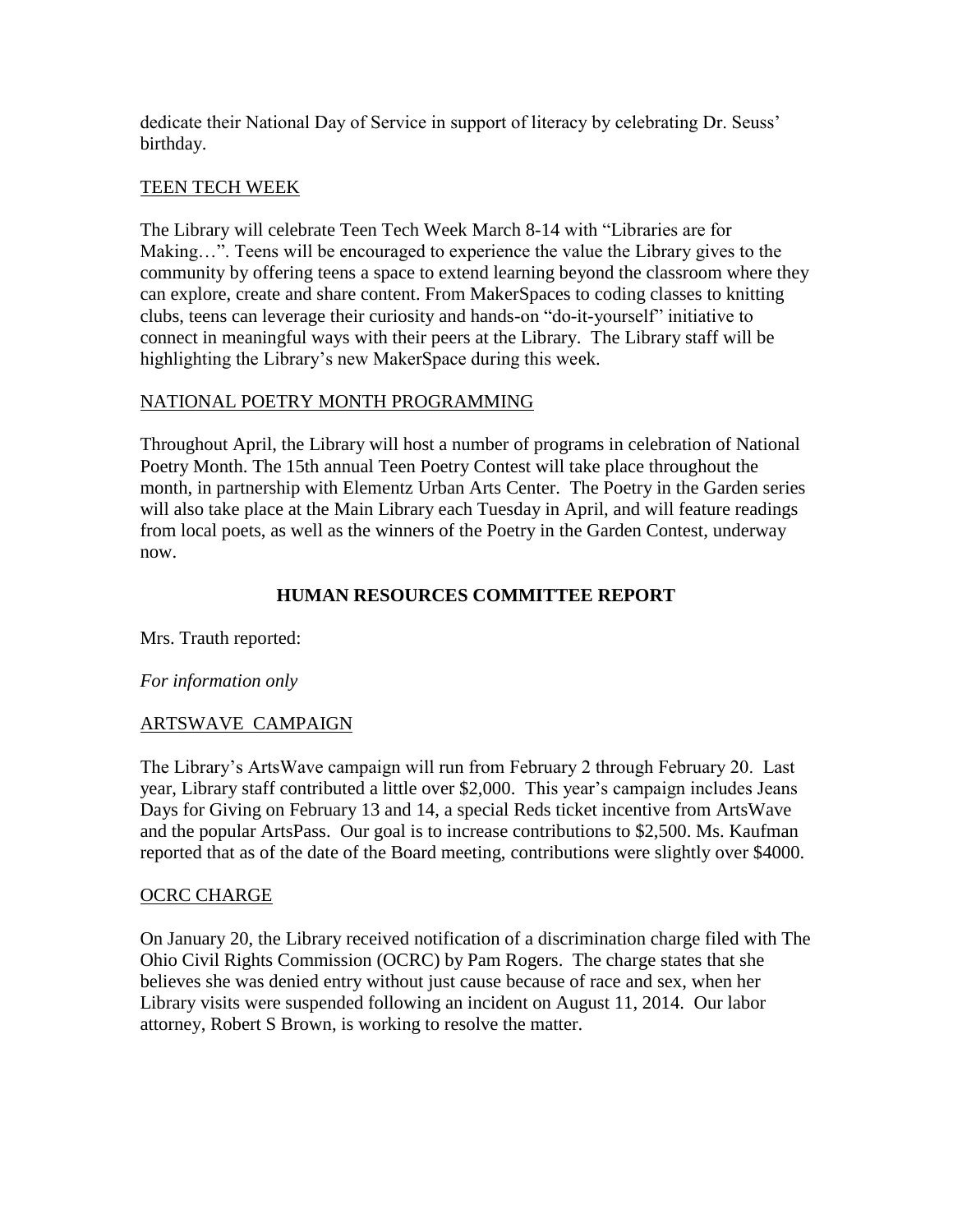dedicate their National Day of Service in support of literacy by celebrating Dr. Seuss' birthday.

<u>TEEN TECH WEEK</u>

The Library will celebrate Teen Tech Week March 8-14 with "Libraries are for Making…". Teens will be encouraged to experience the value the Library gives to the community by offering teens a space to extend learning beyond the classroom where they can explore, create and share content. From MakerSpaces to coding classes to knitting clubs, teens can leverage their curiosity and hands-on "do-it-yourself" initiative to connect in meaningful ways with their peers at the Library. The Library staff will be highlighting the Library's new MakerSpace during this week.

<u>NATIONAL POETRY MONTH PROGRAMMING</u>

Throughout April, the Library will host a number of programs in celebration of National Poetry Month. The 15th annual Teen Poetry Contest will take place throughout the month, in partnership with Elementz Urban Arts Center. The Poetry in the Garden series will also take place at the Main Library each Tuesday in April, and will feature readings from local poets, as well as the winners of the Poetry in the Garden Contest, underway now.

## HUMAN RESOURCES COMMITTEE REPORT

Mrs. Trauth reported:

*For information only*

<u>ARTSWAVE CAMPAIGN</u>

The Library's ArtsWave campaign will run from February 2 through February 20. Last year, Library staff contributed a little over $2,000. This year's campaign includes Jeans Days for Giving on February 13 and 14, a special Reds ticket incentive from ArtsWave and the popular ArtsPass. Our goal is to increase contributions to $2,500. Ms. Kaufman reported that as of the date of the Board meeting, contributions were slightly over $4000.

<u>OCRC CHARGE</u>

On January 20, the Library received notification of a discrimination charge filed with The Ohio Civil Rights Commission (OCRC) by Pam Rogers. The charge states that she believes she was denied entry without just cause because of race and sex, when her Library visits were suspended following an incident on August 11, 2014. Our labor attorney, Robert S Brown, is working to resolve the matter.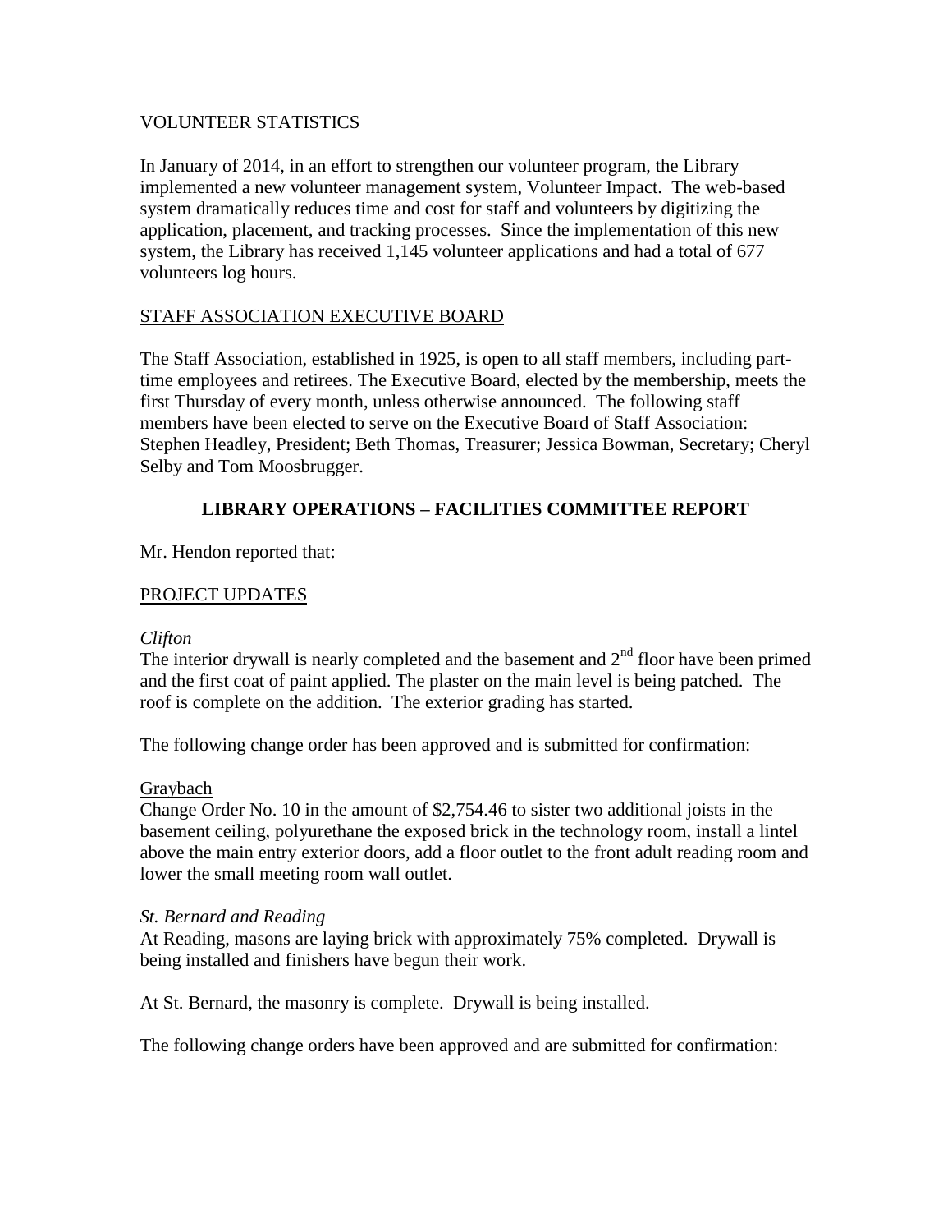VOLUNTEER STATISTICS

In January of 2014, in an effort to strengthen our volunteer program, the Library implemented a new volunteer management system, Volunteer Impact. The web-based system dramatically reduces time and cost for staff and volunteers by digitizing the application, placement, and tracking processes. Since the implementation of this new system, the Library has received 1,145 volunteer applications and had a total of 677 volunteers log hours.

STAFF ASSOCIATION EXECUTIVE BOARD

The Staff Association, established in 1925, is open to all staff members, including part-time employees and retirees. The Executive Board, elected by the membership, meets the first Thursday of every month, unless otherwise announced. The following staff members have been elected to serve on the Executive Board of Staff Association: Stephen Headley, President; Beth Thomas, Treasurer; Jessica Bowman, Secretary; Cheryl Selby and Tom Moosbrugger.

## LIBRARY OPERATIONS – FACILITIES COMMITTEE REPORT

Mr. Hendon reported that:

PROJECT UPDATES

*Clifton*
The interior drywall is nearly completed and the basement and 2nd floor have been primed and the first coat of paint applied. The plaster on the main level is being patched. The roof is complete on the addition. The exterior grading has started.

The following change order has been approved and is submitted for confirmation:

Graybach
Change Order No. 10 in the amount of $2,754.46 to sister two additional joists in the basement ceiling, polyurethane the exposed brick in the technology room, install a lintel above the main entry exterior doors, add a floor outlet to the front adult reading room and lower the small meeting room wall outlet.

*St. Bernard and Reading*
At Reading, masons are laying brick with approximately 75% completed. Drywall is being installed and finishers have begun their work.

At St. Bernard, the masonry is complete. Drywall is being installed.

The following change orders have been approved and are submitted for confirmation: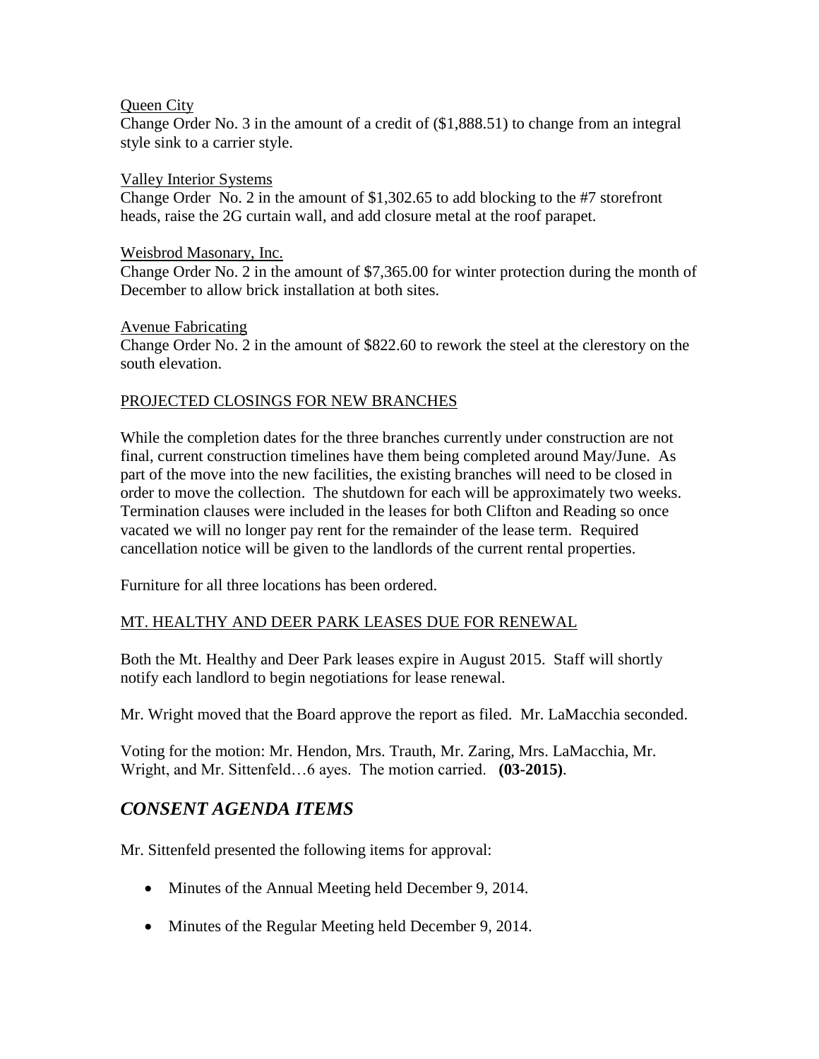Queen City
Change Order No. 3 in the amount of a credit of ($1,888.51) to change from an integral style sink to a carrier style.

Valley Interior Systems
Change Order No. 2 in the amount of $1,302.65 to add blocking to the #7 storefront heads, raise the 2G curtain wall, and add closure metal at the roof parapet.

Weisbrod Masonary, Inc.
Change Order No. 2 in the amount of $7,365.00 for winter protection during the month of December to allow brick installation at both sites.

Avenue Fabricating
Change Order No. 2 in the amount of $822.60 to rework the steel at the clerestory on the south elevation.

PROJECTED CLOSINGS FOR NEW BRANCHES

While the completion dates for the three branches currently under construction are not final, current construction timelines have them being completed around May/June. As part of the move into the new facilities, the existing branches will need to be closed in order to move the collection. The shutdown for each will be approximately two weeks. Termination clauses were included in the leases for both Clifton and Reading so once vacated we will no longer pay rent for the remainder of the lease term. Required cancellation notice will be given to the landlords of the current rental properties.

Furniture for all three locations has been ordered.

MT. HEALTHY AND DEER PARK LEASES DUE FOR RENEWAL

Both the Mt. Healthy and Deer Park leases expire in August 2015. Staff will shortly notify each landlord to begin negotiations for lease renewal.

Mr. Wright moved that the Board approve the report as filed. Mr. LaMacchia seconded.

Voting for the motion: Mr. Hendon, Mrs. Trauth, Mr. Zaring, Mrs. LaMacchia, Mr. Wright, and Mr. Sittenfeld…6 ayes. The motion carried. **(03-2015)**.

## *CONSENT AGENDA ITEMS*

Mr. Sittenfeld presented the following items for approval:

- Minutes of the Annual Meeting held December 9, 2014.
- Minutes of the Regular Meeting held December 9, 2014.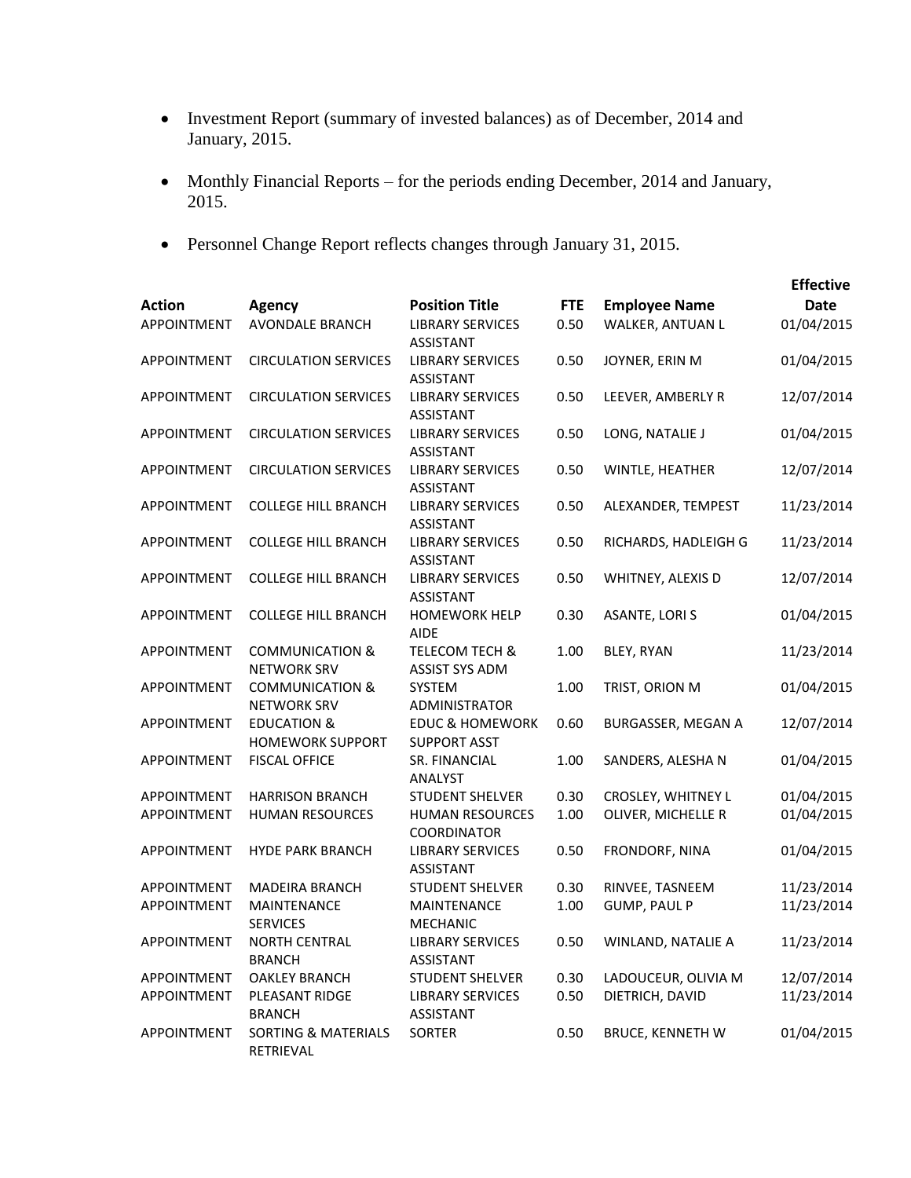- Investment Report (summary of invested balances) as of December, 2014 and January, 2015.
- Monthly Financial Reports – for the periods ending December, 2014 and January, 2015.
- Personnel Change Report reflects changes through January 31, 2015.

| Action | Agency | Position Title | FTE | Employee Name | Effective Date |
|---|---|---|---|---|---|
| APPOINTMENT | AVONDALE BRANCH | LIBRARY SERVICES ASSISTANT | 0.50 | WALKER, ANTUAN L | 01/04/2015 |
| APPOINTMENT | CIRCULATION SERVICES | LIBRARY SERVICES ASSISTANT | 0.50 | JOYNER, ERIN M | 01/04/2015 |
| APPOINTMENT | CIRCULATION SERVICES | LIBRARY SERVICES ASSISTANT | 0.50 | LEEVER, AMBERLY R | 12/07/2014 |
| APPOINTMENT | CIRCULATION SERVICES | LIBRARY SERVICES ASSISTANT | 0.50 | LONG, NATALIE J | 01/04/2015 |
| APPOINTMENT | CIRCULATION SERVICES | LIBRARY SERVICES ASSISTANT | 0.50 | WINTLE, HEATHER | 12/07/2014 |
| APPOINTMENT | COLLEGE HILL BRANCH | LIBRARY SERVICES ASSISTANT | 0.50 | ALEXANDER, TEMPEST | 11/23/2014 |
| APPOINTMENT | COLLEGE HILL BRANCH | LIBRARY SERVICES ASSISTANT | 0.50 | RICHARDS, HADLEIGH G | 11/23/2014 |
| APPOINTMENT | COLLEGE HILL BRANCH | LIBRARY SERVICES ASSISTANT | 0.50 | WHITNEY, ALEXIS D | 12/07/2014 |
| APPOINTMENT | COLLEGE HILL BRANCH | HOMEWORK HELP AIDE | 0.30 | ASANTE, LORI S | 01/04/2015 |
| APPOINTMENT | COMMUNICATION & NETWORK SRV | TELECOM TECH & ASSIST SYS ADM | 1.00 | BLEY, RYAN | 11/23/2014 |
| APPOINTMENT | COMMUNICATION & NETWORK SRV | SYSTEM ADMINISTRATOR | 1.00 | TRIST, ORION M | 01/04/2015 |
| APPOINTMENT | EDUCATION & HOMEWORK SUPPORT | EDUC & HOMEWORK SUPPORT ASST | 0.60 | BURGASSER, MEGAN A | 12/07/2014 |
| APPOINTMENT | FISCAL OFFICE | SR. FINANCIAL ANALYST | 1.00 | SANDERS, ALESHA N | 01/04/2015 |
| APPOINTMENT | HARRISON BRANCH | STUDENT SHELVER | 0.30 | CROSLEY, WHITNEY L | 01/04/2015 |
| APPOINTMENT | HUMAN RESOURCES | HUMAN RESOURCES COORDINATOR | 1.00 | OLIVER, MICHELLE R | 01/04/2015 |
| APPOINTMENT | HYDE PARK BRANCH | LIBRARY SERVICES ASSISTANT | 0.50 | FRONDORF, NINA | 01/04/2015 |
| APPOINTMENT | MADEIRA BRANCH | STUDENT SHELVER | 0.30 | RINVEE, TASNEEM | 11/23/2014 |
| APPOINTMENT | MAINTENANCE SERVICES | MAINTENANCE MECHANIC | 1.00 | GUMP, PAUL P | 11/23/2014 |
| APPOINTMENT | NORTH CENTRAL BRANCH | LIBRARY SERVICES ASSISTANT | 0.50 | WINLAND, NATALIE A | 11/23/2014 |
| APPOINTMENT | OAKLEY BRANCH | STUDENT SHELVER | 0.30 | LADOUCEUR, OLIVIA M | 12/07/2014 |
| APPOINTMENT | PLEASANT RIDGE BRANCH | LIBRARY SERVICES ASSISTANT | 0.50 | DIETRICH, DAVID | 11/23/2014 |
| APPOINTMENT | SORTING & MATERIALS RETRIEVAL | SORTER | 0.50 | BRUCE, KENNETH W | 01/04/2015 |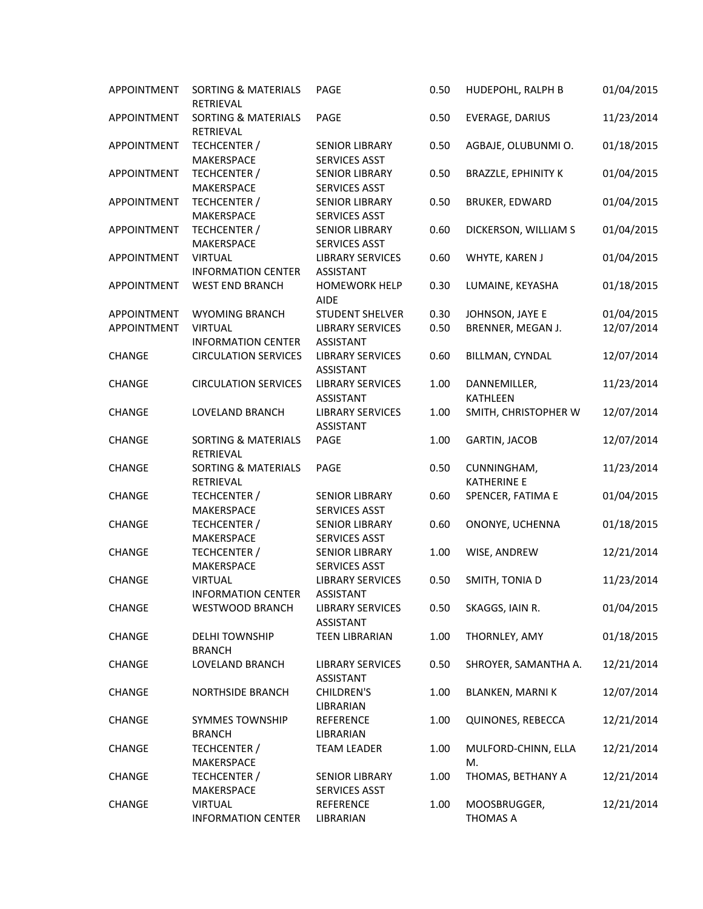| | | | | | |
|---|---|---|---|---|---|
| APPOINTMENT | SORTING & MATERIALS RETRIEVAL | PAGE | 0.50 | HUDEPOHL, RALPH B | 01/04/2015 |
| APPOINTMENT | SORTING & MATERIALS RETRIEVAL | PAGE | 0.50 | EVERAGE, DARIUS | 11/23/2014 |
| APPOINTMENT | TECHCENTER / MAKERSPACE | SENIOR LIBRARY SERVICES ASST | 0.50 | AGBAJE, OLUBUNMI O. | 01/18/2015 |
| APPOINTMENT | TECHCENTER / MAKERSPACE | SENIOR LIBRARY SERVICES ASST | 0.50 | BRAZZLE, EPHINITY K | 01/04/2015 |
| APPOINTMENT | TECHCENTER / MAKERSPACE | SENIOR LIBRARY SERVICES ASST | 0.50 | BRUKER, EDWARD | 01/04/2015 |
| APPOINTMENT | TECHCENTER / MAKERSPACE | SENIOR LIBRARY SERVICES ASST | 0.60 | DICKERSON, WILLIAM S | 01/04/2015 |
| APPOINTMENT | VIRTUAL INFORMATION CENTER | LIBRARY SERVICES ASSISTANT | 0.60 | WHYTE, KAREN J | 01/04/2015 |
| APPOINTMENT | WEST END BRANCH | HOMEWORK HELP AIDE | 0.30 | LUMAINE, KEYASHA | 01/18/2015 |
| APPOINTMENT | WYOMING BRANCH | STUDENT SHELVER | 0.30 | JOHNSON, JAYE E | 01/04/2015 |
| APPOINTMENT | VIRTUAL INFORMATION CENTER | LIBRARY SERVICES ASSISTANT | 0.50 | BRENNER, MEGAN J. | 12/07/2014 |
| CHANGE | CIRCULATION SERVICES | LIBRARY SERVICES ASSISTANT | 0.60 | BILLMAN, CYNDAL | 12/07/2014 |
| CHANGE | CIRCULATION SERVICES | LIBRARY SERVICES ASSISTANT | 1.00 | DANNEMILLER, KATHLEEN | 11/23/2014 |
| CHANGE | LOVELAND BRANCH | LIBRARY SERVICES ASSISTANT | 1.00 | SMITH, CHRISTOPHER W | 12/07/2014 |
| CHANGE | SORTING & MATERIALS RETRIEVAL | PAGE | 1.00 | GARTIN, JACOB | 12/07/2014 |
| CHANGE | SORTING & MATERIALS RETRIEVAL | PAGE | 0.50 | CUNNINGHAM, KATHERINE E | 11/23/2014 |
| CHANGE | TECHCENTER / MAKERSPACE | SENIOR LIBRARY SERVICES ASST | 0.60 | SPENCER, FATIMA E | 01/04/2015 |
| CHANGE | TECHCENTER / MAKERSPACE | SENIOR LIBRARY SERVICES ASST | 0.60 | ONONYE, UCHENNA | 01/18/2015 |
| CHANGE | TECHCENTER / MAKERSPACE | SENIOR LIBRARY SERVICES ASST | 1.00 | WISE, ANDREW | 12/21/2014 |
| CHANGE | VIRTUAL INFORMATION CENTER | LIBRARY SERVICES ASSISTANT | 0.50 | SMITH, TONIA D | 11/23/2014 |
| CHANGE | WESTWOOD BRANCH | LIBRARY SERVICES ASSISTANT | 0.50 | SKAGGS, IAIN R. | 01/04/2015 |
| CHANGE | DELHI TOWNSHIP BRANCH | TEEN LIBRARIAN | 1.00 | THORNLEY, AMY | 01/18/2015 |
| CHANGE | LOVELAND BRANCH | LIBRARY SERVICES ASSISTANT | 0.50 | SHROYER, SAMANTHA A. | 12/21/2014 |
| CHANGE | NORTHSIDE BRANCH | CHILDREN'S LIBRARIAN | 1.00 | BLANKEN, MARNI K | 12/07/2014 |
| CHANGE | SYMMES TOWNSHIP BRANCH | REFERENCE LIBRARIAN | 1.00 | QUINONES, REBECCA | 12/21/2014 |
| CHANGE | TECHCENTER / MAKERSPACE | TEAM LEADER | 1.00 | MULFORD-CHINN, ELLA M. | 12/21/2014 |
| CHANGE | TECHCENTER / MAKERSPACE | SENIOR LIBRARY SERVICES ASST | 1.00 | THOMAS, BETHANY A | 12/21/2014 |
| CHANGE | VIRTUAL INFORMATION CENTER | REFERENCE LIBRARIAN | 1.00 | MOOSBRUGGER, THOMAS A | 12/21/2014 |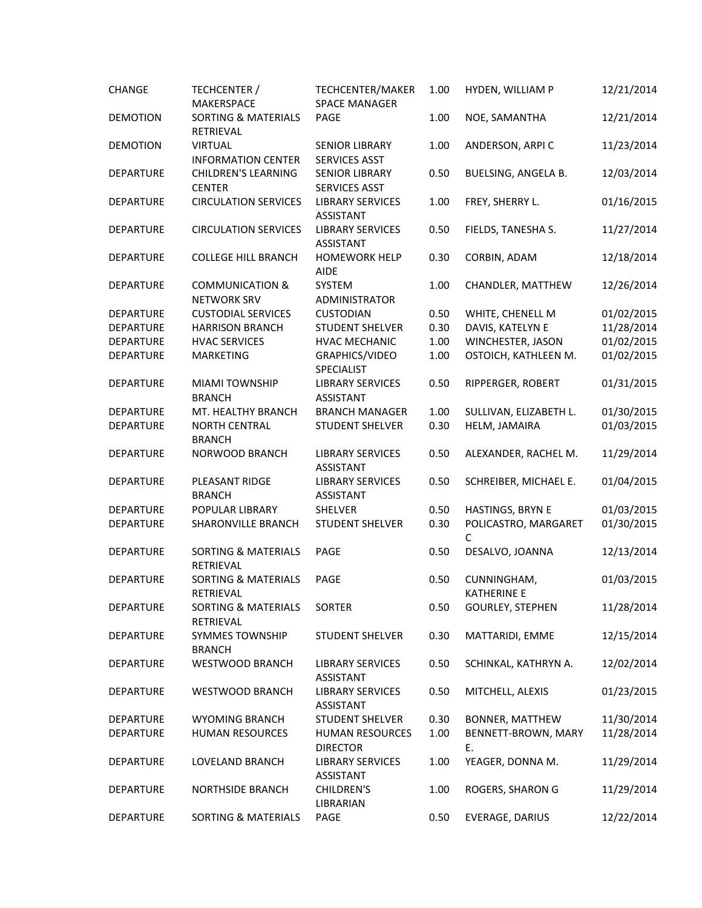| | | | | | |
|---|---|---|---|---|---|
| CHANGE | TECHCENTER / MAKERSPACE | TECHCENTER/MAKER SPACE MANAGER | 1.00 | HYDEN, WILLIAM P | 12/21/2014 |
| DEMOTION | SORTING & MATERIALS RETRIEVAL | PAGE | 1.00 | NOE, SAMANTHA | 12/21/2014 |
| DEMOTION | VIRTUAL INFORMATION CENTER | SENIOR LIBRARY SERVICES ASST | 1.00 | ANDERSON, ARPI C | 11/23/2014 |
| DEPARTURE | CHILDREN'S LEARNING CENTER | SENIOR LIBRARY SERVICES ASST | 0.50 | BUELSING, ANGELA B. | 12/03/2014 |
| DEPARTURE | CIRCULATION SERVICES | LIBRARY SERVICES ASSISTANT | 1.00 | FREY, SHERRY L. | 01/16/2015 |
| DEPARTURE | CIRCULATION SERVICES | LIBRARY SERVICES ASSISTANT | 0.50 | FIELDS, TANESHA S. | 11/27/2014 |
| DEPARTURE | COLLEGE HILL BRANCH | HOMEWORK HELP AIDE | 0.30 | CORBIN, ADAM | 12/18/2014 |
| DEPARTURE | COMMUNICATION & NETWORK SRV | SYSTEM ADMINISTRATOR | 1.00 | CHANDLER, MATTHEW | 12/26/2014 |
| DEPARTURE | CUSTODIAL SERVICES | CUSTODIAN | 0.50 | WHITE, CHENELL M | 01/02/2015 |
| DEPARTURE | HARRISON BRANCH | STUDENT SHELVER | 0.30 | DAVIS, KATELYN E | 11/28/2014 |
| DEPARTURE | HVAC SERVICES | HVAC MECHANIC | 1.00 | WINCHESTER, JASON | 01/02/2015 |
| DEPARTURE | MARKETING | GRAPHICS/VIDEO SPECIALIST | 1.00 | OSTOICH, KATHLEEN M. | 01/02/2015 |
| DEPARTURE | MIAMI TOWNSHIP BRANCH | LIBRARY SERVICES ASSISTANT | 0.50 | RIPPERGER, ROBERT | 01/31/2015 |
| DEPARTURE | MT. HEALTHY BRANCH | BRANCH MANAGER | 1.00 | SULLIVAN, ELIZABETH L. | 01/30/2015 |
| DEPARTURE | NORTH CENTRAL BRANCH | STUDENT SHELVER | 0.30 | HELM, JAMAIRA | 01/03/2015 |
| DEPARTURE | NORWOOD BRANCH | LIBRARY SERVICES ASSISTANT | 0.50 | ALEXANDER, RACHEL M. | 11/29/2014 |
| DEPARTURE | PLEASANT RIDGE BRANCH | LIBRARY SERVICES ASSISTANT | 0.50 | SCHREIBER, MICHAEL E. | 01/04/2015 |
| DEPARTURE | POPULAR LIBRARY | SHELVER | 0.50 | HASTINGS, BRYN E | 01/03/2015 |
| DEPARTURE | SHARONVILLE BRANCH | STUDENT SHELVER | 0.30 | POLICASTRO, MARGARET C | 01/30/2015 |
| DEPARTURE | SORTING & MATERIALS RETRIEVAL | PAGE | 0.50 | DESALVO, JOANNA | 12/13/2014 |
| DEPARTURE | SORTING & MATERIALS RETRIEVAL | PAGE | 0.50 | CUNNINGHAM, KATHERINE E | 01/03/2015 |
| DEPARTURE | SORTING & MATERIALS RETRIEVAL | SORTER | 0.50 | GOURLEY, STEPHEN | 11/28/2014 |
| DEPARTURE | SYMMES TOWNSHIP BRANCH | STUDENT SHELVER | 0.30 | MATTARIDI, EMME | 12/15/2014 |
| DEPARTURE | WESTWOOD BRANCH | LIBRARY SERVICES ASSISTANT | 0.50 | SCHINKAL, KATHRYN A. | 12/02/2014 |
| DEPARTURE | WESTWOOD BRANCH | LIBRARY SERVICES ASSISTANT | 0.50 | MITCHELL, ALEXIS | 01/23/2015 |
| DEPARTURE | WYOMING BRANCH | STUDENT SHELVER | 0.30 | BONNER, MATTHEW | 11/30/2014 |
| DEPARTURE | HUMAN RESOURCES | HUMAN RESOURCES DIRECTOR | 1.00 | BENNETT-BROWN, MARY E. | 11/28/2014 |
| DEPARTURE | LOVELAND BRANCH | LIBRARY SERVICES ASSISTANT | 1.00 | YEAGER, DONNA M. | 11/29/2014 |
| DEPARTURE | NORTHSIDE BRANCH | CHILDREN'S LIBRARIAN | 1.00 | ROGERS, SHARON G | 11/29/2014 |
| DEPARTURE | SORTING & MATERIALS | PAGE | 0.50 | EVERAGE, DARIUS | 12/22/2014 |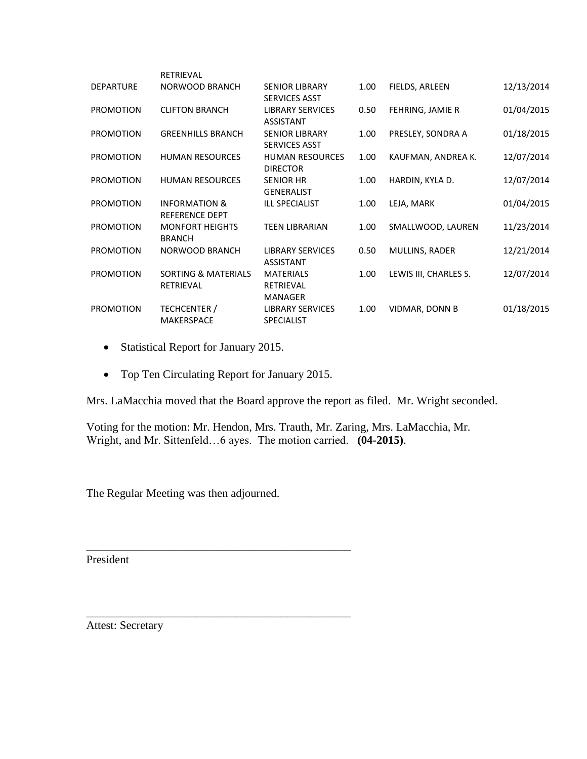| | | | | | |
|---|---|---|---|---|---|
| | RETRIEVAL | | | | |
| DEPARTURE | NORWOOD BRANCH | SENIOR LIBRARY SERVICES ASST | 1.00 | FIELDS, ARLEEN | 12/13/2014 |
| PROMOTION | CLIFTON BRANCH | LIBRARY SERVICES ASSISTANT | 0.50 | FEHRING, JAMIE R | 01/04/2015 |
| PROMOTION | GREENHILLS BRANCH | SENIOR LIBRARY SERVICES ASST | 1.00 | PRESLEY, SONDRA A | 01/18/2015 |
| PROMOTION | HUMAN RESOURCES | HUMAN RESOURCES DIRECTOR | 1.00 | KAUFMAN, ANDREA K. | 12/07/2014 |
| PROMOTION | HUMAN RESOURCES | SENIOR HR GENERALIST | 1.00 | HARDIN, KYLA D. | 12/07/2014 |
| PROMOTION | INFORMATION & REFERENCE DEPT | ILL SPECIALIST | 1.00 | LEJA, MARK | 01/04/2015 |
| PROMOTION | MONFORT HEIGHTS BRANCH | TEEN LIBRARIAN | 1.00 | SMALLWOOD, LAUREN | 11/23/2014 |
| PROMOTION | NORWOOD BRANCH | LIBRARY SERVICES ASSISTANT | 0.50 | MULLINS, RADER | 12/21/2014 |
| PROMOTION | SORTING & MATERIALS RETRIEVAL | MATERIALS RETRIEVAL MANAGER | 1.00 | LEWIS III, CHARLES S. | 12/07/2014 |
| PROMOTION | TECHCENTER / MAKERSPACE | LIBRARY SERVICES SPECIALIST | 1.00 | VIDMAR, DONN B | 01/18/2015 |

- Statistical Report for January 2015.
- Top Ten Circulating Report for January 2015.

Mrs. LaMacchia moved that the Board approve the report as filed. Mr. Wright seconded.

Voting for the motion: Mr. Hendon, Mrs. Trauth, Mr. Zaring, Mrs. LaMacchia, Mr. Wright, and Mr. Sittenfeld…6 ayes. The motion carried. **(04-2015)**.

The Regular Meeting was then adjourned.

_______________________________________________
President

_______________________________________________
Attest: Secretary